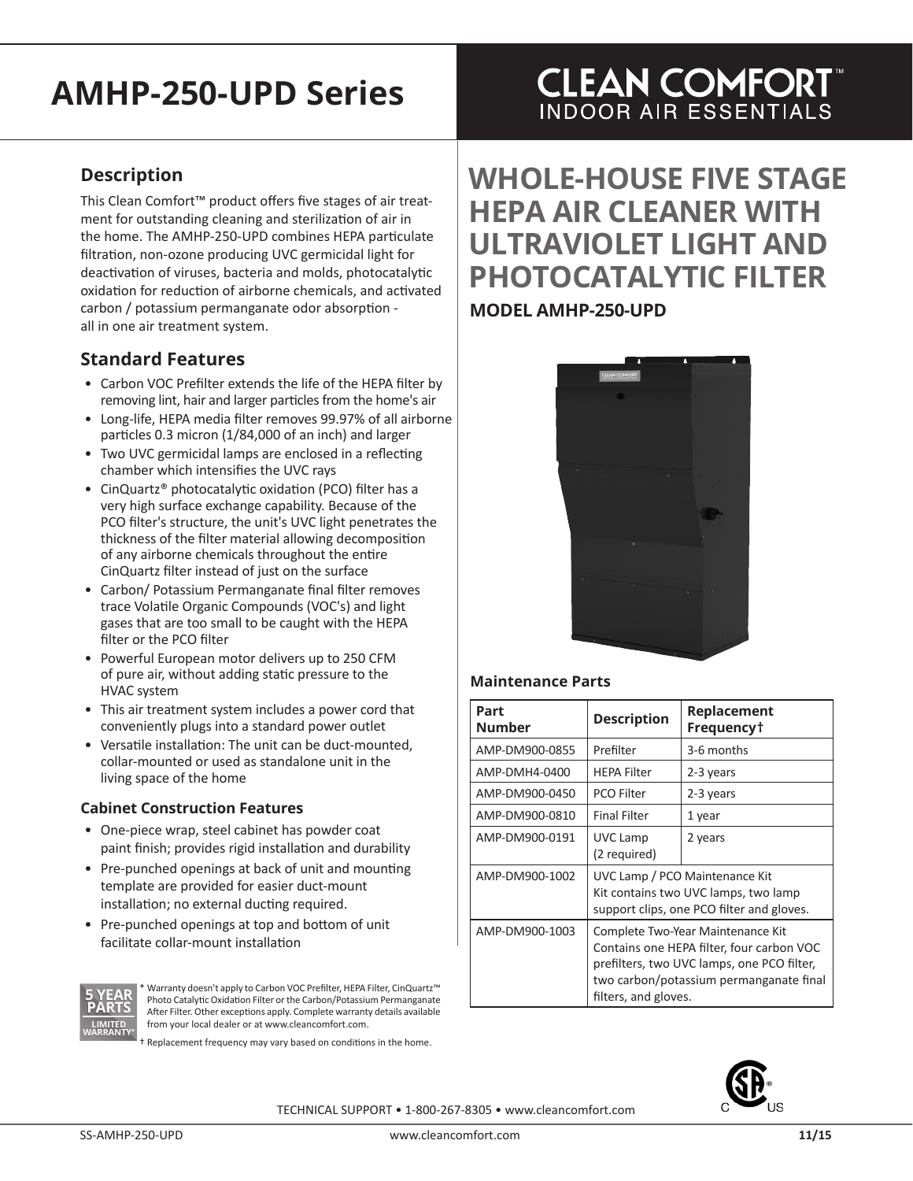# AMHP-250-UPD Series

CLEAN COMFORT™
INDOOR AIR ESSENTIALS

## WHOLE-HOUSE FIVE STAGE HEPA AIR CLEANER WITH ULTRAVIOLET LIGHT AND PHOTOCATALYTIC FILTER

### MODEL AMHP-250-UPD

## Description

This Clean Comfort™ product offers five stages of air treatment for outstanding cleaning and sterilization of air in the home. The AMHP-250-UPD combines HEPA particulate filtration, non-ozone producing UVC germicidal light for deactivation of viruses, bacteria and molds, photocatalytic oxidation for reduction of airborne chemicals, and activated carbon / potassium permanganate odor absorption - all in one air treatment system.

## Standard Features

- Carbon VOC Prefilter extends the life of the HEPA filter by removing lint, hair and larger particles from the home's air
- Long-life, HEPA media filter removes 99.97% of all airborne particles 0.3 micron (1/84,000 of an inch) and larger
- Two UVC germicidal lamps are enclosed in a reflecting chamber which intensifies the UVC rays
- CinQuartz® photocatalytic oxidation (PCO) filter has a very high surface exchange capability. Because of the PCO filter's structure, the unit's UVC light penetrates the thickness of the filter material allowing decomposition of any airborne chemicals throughout the entire CinQuartz filter instead of just on the surface
- Carbon/ Potassium Permanganate final filter removes trace Volatile Organic Compounds (VOC's) and light gases that are too small to be caught with the HEPA filter or the PCO filter
- Powerful European motor delivers up to 250 CFM of pure air, without adding static pressure to the HVAC system
- This air treatment system includes a power cord that conveniently plugs into a standard power outlet
- Versatile installation: The unit can be duct-mounted, collar-mounted or used as standalone unit in the living space of the home

### Cabinet Construction Features

- One-piece wrap, steel cabinet has powder coat paint finish; provides rigid installation and durability
- Pre-punched openings at back of unit and mounting template are provided for easier duct-mount installation; no external ducting required.
- Pre-punched openings at top and bottom of unit facilitate collar-mount installation

5 YEAR PARTS LIMITED WARRANTY*

\* Warranty doesn't apply to Carbon VOC Prefilter, HEPA Filter, CinQuartz™ Photo Catalytic Oxidation Filter or the Carbon/Potassium Permanganate After Filter. Other exceptions apply. Complete warranty details available from your local dealer or at www.cleancomfort.com.

† Replacement frequency may vary based on conditions in the home.

### Maintenance Parts

| Part Number | Description | Replacement Frequency† |
|---|---|---|
| AMP-DM900-0855 | Prefilter | 3-6 months |
| AMP-DMH4-0400 | HEPA Filter | 2-3 years |
| AMP-DM900-0450 | PCO Filter | 2-3 years |
| AMP-DM900-0810 | Final Filter | 1 year |
| AMP-DM900-0191 | UVC Lamp (2 required) | 2 years |
| AMP-DM900-1002 | UVC Lamp / PCO Maintenance Kit Kit contains two UVC lamps, two lamp support clips, one PCO filter and gloves. | |
| AMP-DM900-1003 | Complete Two-Year Maintenance Kit Contains one HEPA filter, four carbon VOC prefilters, two UVC lamps, one PCO filter, two carbon/potassium permanganate final filters, and gloves. | |

TECHNICAL SUPPORT • 1-800-267-8305 • www.cleancomfort.com

SS-AMHP-250-UPD www.cleancomfort.com 11/15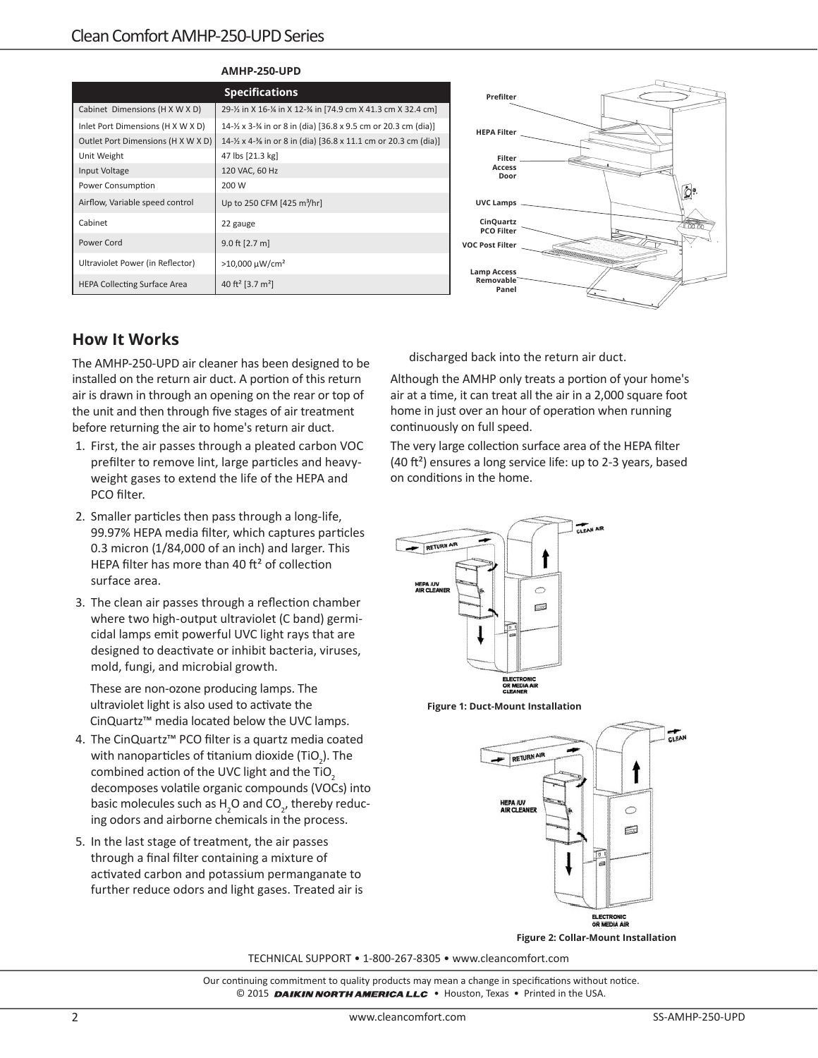**AMHP-250-UPD**

| Specifications | |
|---|---|
| Cabinet Dimensions (H X W X D) | 29-½ in X 16-¼ in X 12-¾ in [74.9 cm X 41.3 cm X 32.4 cm] |
| Inlet Port Dimensions (H X W X D) | 14-½ x 3-¾ in or 8 in (dia) [36.8 x 9.5 cm or 20.3 cm (dia)] |
| Outlet Port Dimensions (H X W X D) | 14-½ x 4-⅜ in or 8 in (dia) [36.8 x 11.1 cm or 20.3 cm (dia)] |
| Unit Weight | 47 lbs [21.3 kg] |
| Input Voltage | 120 VAC, 60 Hz |
| Power Consumption | 200 W |
| Airflow, Variable speed control | Up to 250 CFM [425 m³/hr] |
| Cabinet | 22 gauge |
| Power Cord | 9.0 ft [2.7 m] |
| Ultraviolet Power (in Reflector) | >10,000 μW/cm² |
| HEPA Collecting Surface Area | 40 ft² [3.7 m²] |

Prefilter

HEPA Filter

Filter Access Door

UVC Lamps

CinQuartz PCO Filter

VOC Post Filter

Lamp Access Removable Panel

## How It Works

The AMHP-250-UPD air cleaner has been designed to be installed on the return air duct. A portion of this return air is drawn in through an opening on the rear or top of the unit and then through five stages of air treatment before returning the air to home's return air duct.

1. First, the air passes through a pleated carbon VOC prefilter to remove lint, large particles and heavy-weight gases to extend the life of the HEPA and PCO filter.
2. Smaller particles then pass through a long-life, 99.97% HEPA media filter, which captures particles 0.3 micron (1/84,000 of an inch) and larger. This HEPA filter has more than 40 ft² of collection surface area.
3. The clean air passes through a reflection chamber where two high-output ultraviolet (C band) germicidal lamps emit powerful UVC light rays that are designed to deactivate or inhibit bacteria, viruses, mold, fungi, and microbial growth.

   These are non-ozone producing lamps. The ultraviolet light is also used to activate the CinQuartz™ media located below the UVC lamps.
4. The CinQuartz™ PCO filter is a quartz media coated with nanoparticles of titanium dioxide ($TiO_2$). The combined action of the UVC light and the $TiO_2$ decomposes volatile organic compounds (VOCs) into basic molecules such as $H_2O$ and $CO_2$, thereby reducing odors and airborne chemicals in the process.
5. In the last stage of treatment, the air passes through a final filter containing a mixture of activated carbon and potassium permanganate to further reduce odors and light gases. Treated air is discharged back into the return air duct.

Although the AMHP only treats a portion of your home's air at a time, it can treat all the air in a 2,000 square foot home in just over an hour of operation when running continuously on full speed.

The very large collection surface area of the HEPA filter (40 ft²) ensures a long service life: up to 2-3 years, based on conditions in the home.

RETURN AIR

CLEAN AIR

HEPA /UV AIR CLEANER

ELECTRONIC OR MEDIA AIR CLEANER

**Figure 1: Duct-Mount Installation**

RETURN AIR

CLEAN

HEPA /UV AIR CLEANER

ELECTRONIC OR MEDIA AIR

**Figure 2: Collar-Mount Installation**

TECHNICAL SUPPORT • 1-800-267-8305 • www.cleancomfort.com

Our continuing commitment to quality products may mean a change in specifications without notice.
© 2015 DAIKIN NORTH AMERICA LLC • Houston, Texas • Printed in the USA.